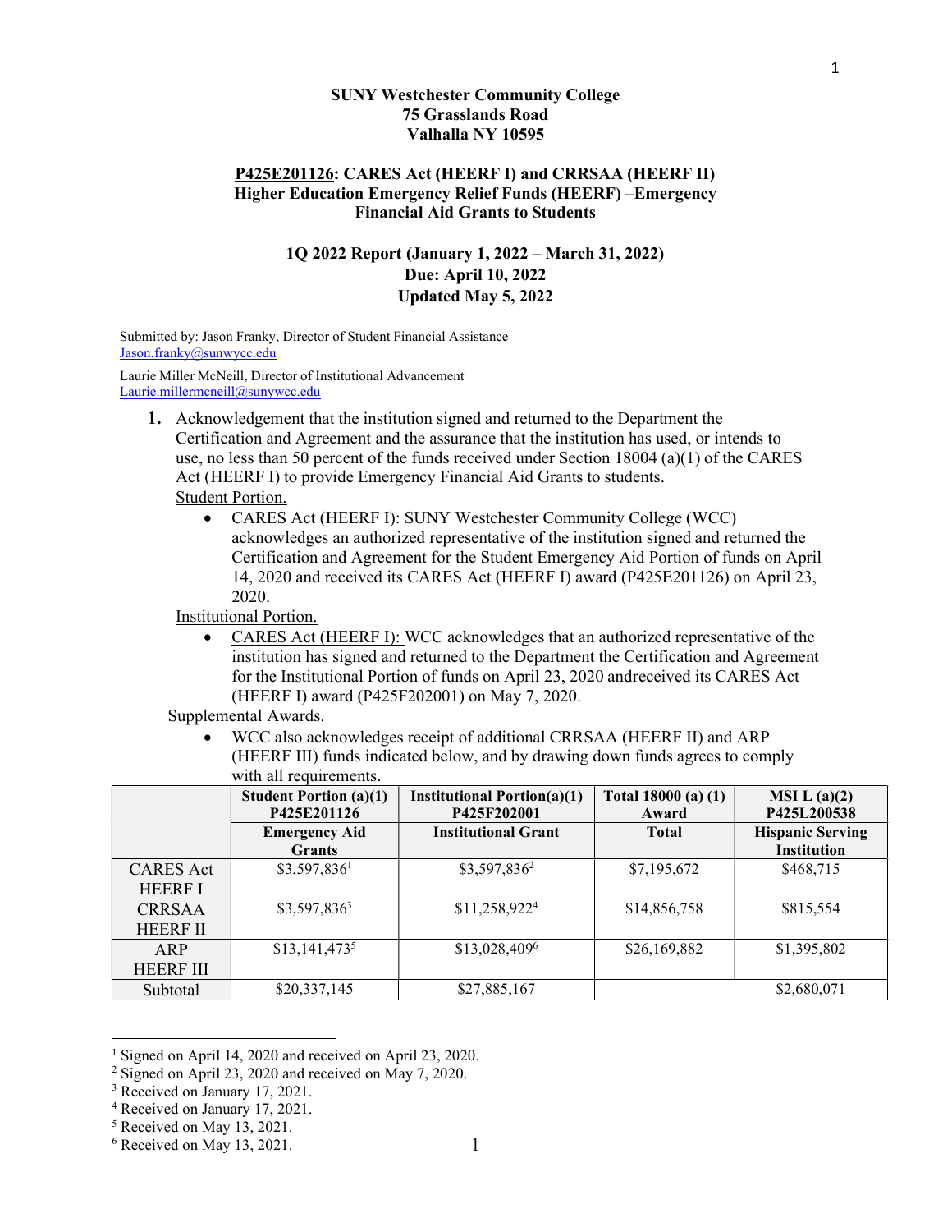**SUNY Westchester Community College**
**75 Grasslands Road**
**Valhalla NY 10595**

**P425E201126: CARES Act (HEERF I) and CRRSAA (HEERF II)**
**Higher Education Emergency Relief Funds (HEERF) –Emergency Financial Aid Grants to Students**

**1Q 2022 Report (January 1, 2022 – March 31, 2022)**
**Due: April 10, 2022**
**Updated May 5, 2022**

Submitted by: Jason Franky, Director of Student Financial Assistance
Jason.franky@sunywcc.edu

Laurie Miller McNeill, Director of Institutional Advancement
Laurie.millermcneill@sunywcc.edu

1. Acknowledgement that the institution signed and returned to the Department the Certification and Agreement and the assurance that the institution has used, or intends to use, no less than 50 percent of the funds received under Section 18004 (a)(1) of the CARES Act (HEERF I) to provide Emergency Financial Aid Grants to students.

   Student Portion.
   - CARES Act (HEERF I): SUNY Westchester Community College (WCC) acknowledges an authorized representative of the institution signed and returned the Certification and Agreement for the Student Emergency Aid Portion of funds on April 14, 2020 and received its CARES Act (HEERF I) award (P425E201126) on April 23, 2020.

   Institutional Portion.
   - CARES Act (HEERF I): WCC acknowledges that an authorized representative of the institution has signed and returned to the Department the Certification and Agreement for the Institutional Portion of funds on April 23, 2020 andreceived its CARES Act (HEERF I) award (P425F202001) on May 7, 2020.

   Supplemental Awards.
   - WCC also acknowledges receipt of additional CRRSAA (HEERF II) and ARP (HEERF III) funds indicated below, and by drawing down funds agrees to comply with all requirements.

| | **Student Portion (a)(1) P425E201126** | **Institutional Portion(a)(1) P425F202001** | **Total 18000 (a) (1) Award** | **MSI L (a)(2) P425L200538** |
|---|---|---|---|---|
| | **Emergency Aid Grants** | **Institutional Grant** | **Total** | **Hispanic Serving Institution** |
| CARES Act HEERF I | $3,597,836[1] | $3,597,836[2] | $7,195,672 | $468,715 |
| CRRSAA HEERF II | $3,597,836[3] | $11,258,922[4] | $14,856,758 | $815,554 |
| ARP HEERF III | $13,141,473[5] | $13,028,409[6] | $26,169,882 | $1,395,802 |
| Subtotal | $20,337,145 | $27,885,167 | | $2,680,071 |

[1] Signed on April 14, 2020 and received on April 23, 2020.
[2] Signed on April 23, 2020 and received on May 7, 2020.
[3] Received on January 17, 2021.
[4] Received on January 17, 2021.
[5] Received on May 13, 2021.
[6] Received on May 13, 2021.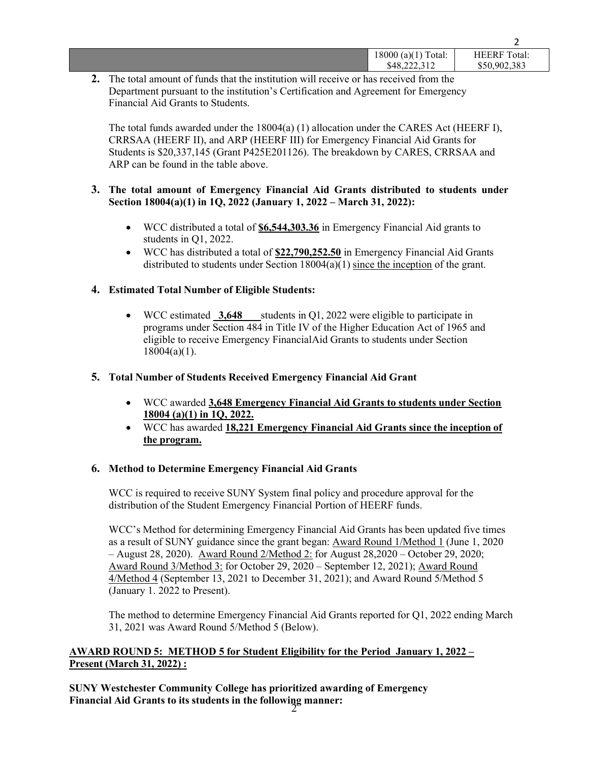| | 18000 (a)(1) Total: $48,222,312 | HEERF Total: $50,902,383 |
|---|---|---|

**2.** The total amount of funds that the institution will receive or has received from the Department pursuant to the institution's Certification and Agreement for Emergency Financial Aid Grants to Students.

The total funds awarded under the 18004(a) (1) allocation under the CARES Act (HEERF I), CRRSAA (HEERF II), and ARP (HEERF III) for Emergency Financial Aid Grants for Students is $20,337,145 (Grant P425E201126). The breakdown by CARES, CRRSAA and ARP can be found in the table above.

**3. The total amount of Emergency Financial Aid Grants distributed to students under Section 18004(a)(1) in 1Q, 2022 (January 1, 2022 – March 31, 2022):**

- WCC distributed a total of **<u>$6,544,303.36</u>** in Emergency Financial Aid grants to students in Q1, 2022.
- WCC has distributed a total of **<u>$22,790,252.50</u>** in Emergency Financial Aid Grants distributed to students under Section 18004(a)(1) <u>since the inception</u> of the grant.

**4. Estimated Total Number of Eligible Students:**

- WCC estimated **<u>3,648</u>** students in Q1, 2022 were eligible to participate in programs under Section 484 in Title IV of the Higher Education Act of 1965 and eligible to receive Emergency FinancialAid Grants to students under Section 18004(a)(1).

**5. Total Number of Students Received Emergency Financial Aid Grant**

- WCC awarded **<u>3,648 Emergency Financial Aid Grants to students under Section 18004 (a)(1) in 1Q, 2022.</u>**
- WCC has awarded **<u>18,221 Emergency Financial Aid Grants since the inception of the program.</u>**

**6. Method to Determine Emergency Financial Aid Grants**

WCC is required to receive SUNY System final policy and procedure approval for the distribution of the Student Emergency Financial Portion of HEERF funds.

WCC's Method for determining Emergency Financial Aid Grants has been updated five times as a result of SUNY guidance since the grant began: <u>Award Round 1/Method 1</u> (June 1, 2020 – August 28, 2020). <u>Award Round 2/Method 2:</u> for August 28,2020 – October 29, 2020; <u>Award Round 3/Method 3:</u> for October 29, 2020 – September 12, 2021); <u>Award Round 4/Method 4</u> (September 13, 2021 to December 31, 2021); and Award Round 5/Method 5 (January 1. 2022 to Present).

The method to determine Emergency Financial Aid Grants reported for Q1, 2022 ending March 31, 2021 was Award Round 5/Method 5 (Below).

**<u>AWARD ROUND 5: METHOD 5 for Student Eligibility for the Period January 1, 2022 – Present (March 31, 2022) :</u>**

**SUNY Westchester Community College has prioritized awarding of Emergency Financial Aid Grants to its students in the following manner:**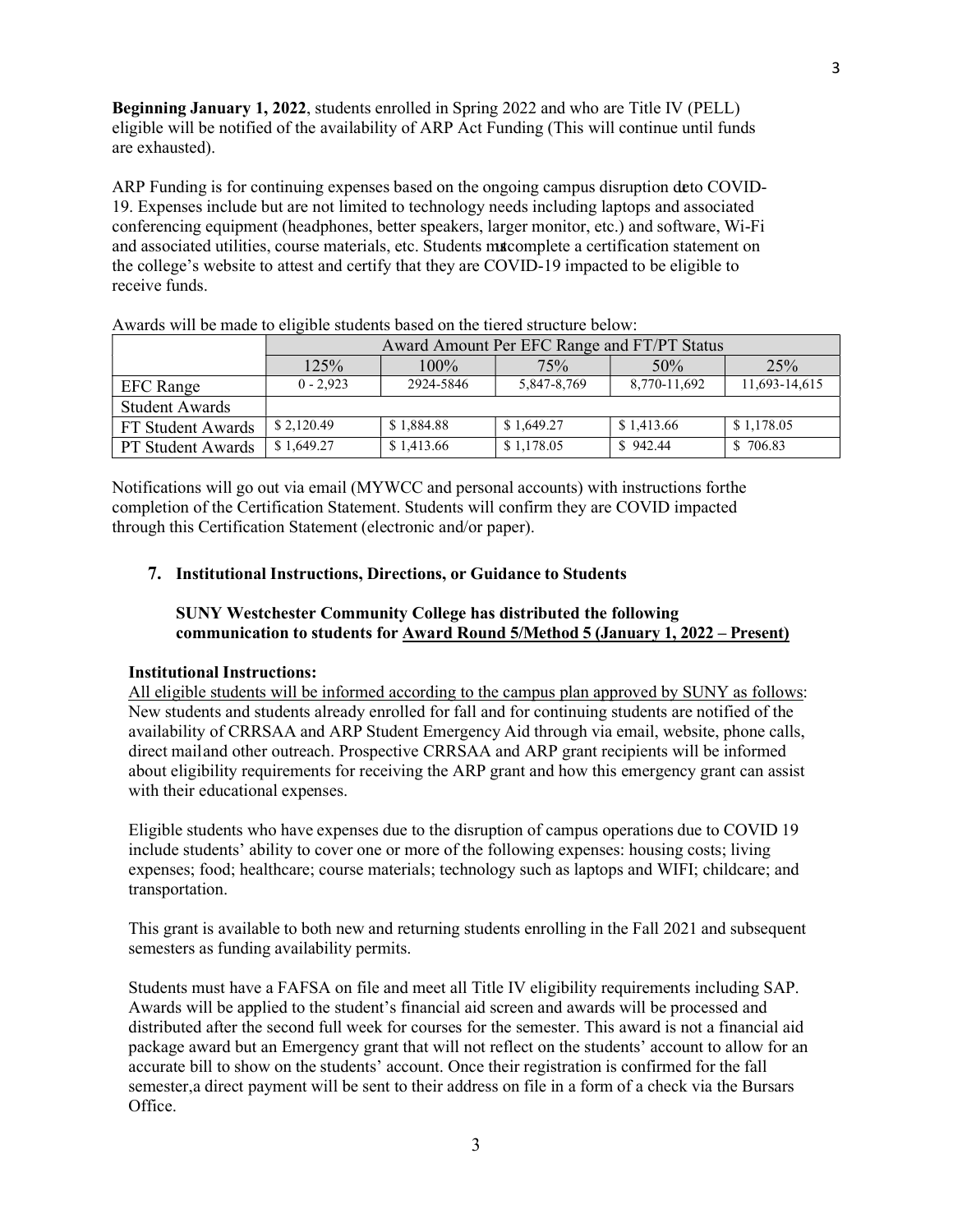**Beginning January 1, 2022**, students enrolled in Spring 2022 and who are Title IV (PELL) eligible will be notified of the availability of ARP Act Funding (This will continue until funds are exhausted).

ARP Funding is for continuing expenses based on the ongoing campus disruption due to COVID-19. Expenses include but are not limited to technology needs including laptops and associated conferencing equipment (headphones, better speakers, larger monitor, etc.) and software, Wi-Fi and associated utilities, course materials, etc. Students must complete a certification statement on the college's website to attest and certify that they are COVID-19 impacted to be eligible to receive funds.

Awards will be made to eligible students based on the tiered structure below:

| | Award Amount Per EFC Range and FT/PT Status | | | | |
|---|---|---|---|---|---|
| | 125% | 100% | 75% | 50% | 25% |
| EFC Range | 0 - 2,923 | 2924-5846 | 5,847-8,769 | 8,770-11,692 | 11,693-14,615 |
| Student Awards | | | | | |
| FT Student Awards | $ 2,120.49 | $ 1,884.88 | $ 1,649.27 | $ 1,413.66 | $ 1,178.05 |
| PT Student Awards | $ 1,649.27 | $ 1,413.66 | $ 1,178.05 | $ 942.44 | $ 706.83 |

Notifications will go out via email (MYWCC and personal accounts) with instructions forthe completion of the Certification Statement. Students will confirm they are COVID impacted through this Certification Statement (electronic and/or paper).

**7. Institutional Instructions, Directions, or Guidance to Students**

**SUNY Westchester Community College has distributed the following communication to students for Award Round 5/Method 5 (January 1, 2022 – Present)**

**Institutional Instructions:**

All eligible students will be informed according to the campus plan approved by SUNY as follows: New students and students already enrolled for fall and for continuing students are notified of the availability of CRRSAA and ARP Student Emergency Aid through via email, website, phone calls, direct mailand other outreach. Prospective CRRSAA and ARP grant recipients will be informed about eligibility requirements for receiving the ARP grant and how this emergency grant can assist with their educational expenses.

Eligible students who have expenses due to the disruption of campus operations due to COVID 19 include students' ability to cover one or more of the following expenses: housing costs; living expenses; food; healthcare; course materials; technology such as laptops and WIFI; childcare; and transportation.

This grant is available to both new and returning students enrolling in the Fall 2021 and subsequent semesters as funding availability permits.

Students must have a FAFSA on file and meet all Title IV eligibility requirements including SAP. Awards will be applied to the student's financial aid screen and awards will be processed and distributed after the second full week for courses for the semester. This award is not a financial aid package award but an Emergency grant that will not reflect on the students' account to allow for an accurate bill to show on the students' account. Once their registration is confirmed for the fall semester,a direct payment will be sent to their address on file in a form of a check via the Bursars Office.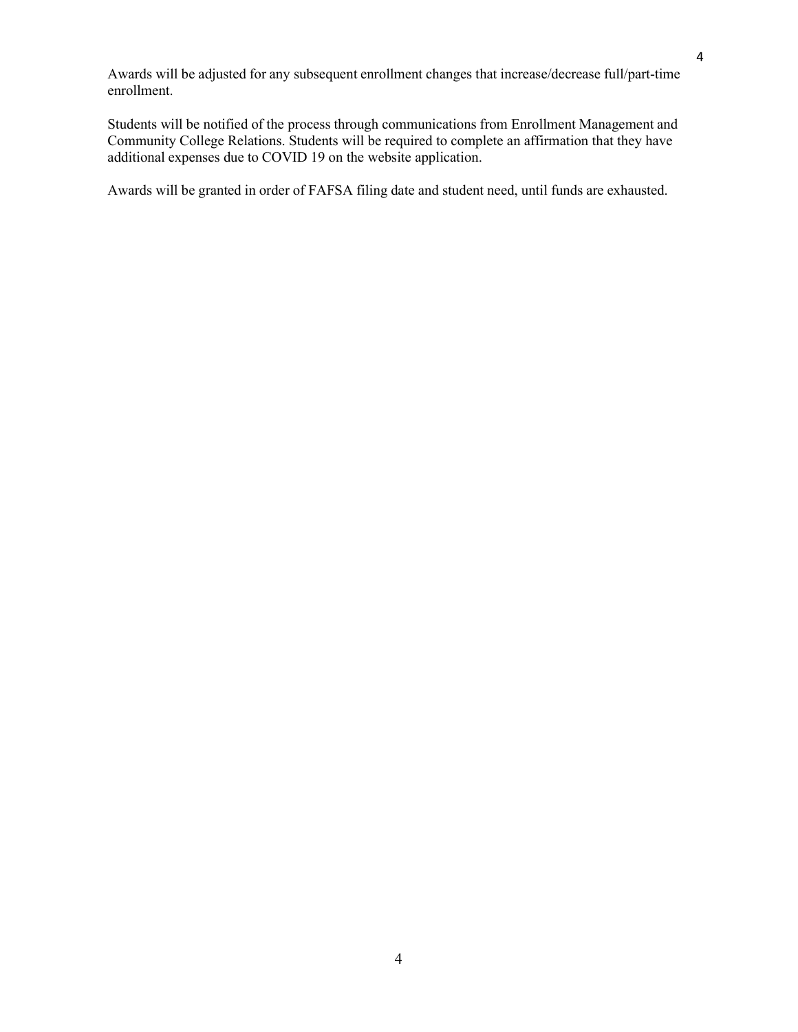Awards will be adjusted for any subsequent enrollment changes that increase/decrease full/part-time enrollment.

Students will be notified of the process through communications from Enrollment Management and Community College Relations. Students will be required to complete an affirmation that they have additional expenses due to COVID 19 on the website application.

Awards will be granted in order of FAFSA filing date and student need, until funds are exhausted.